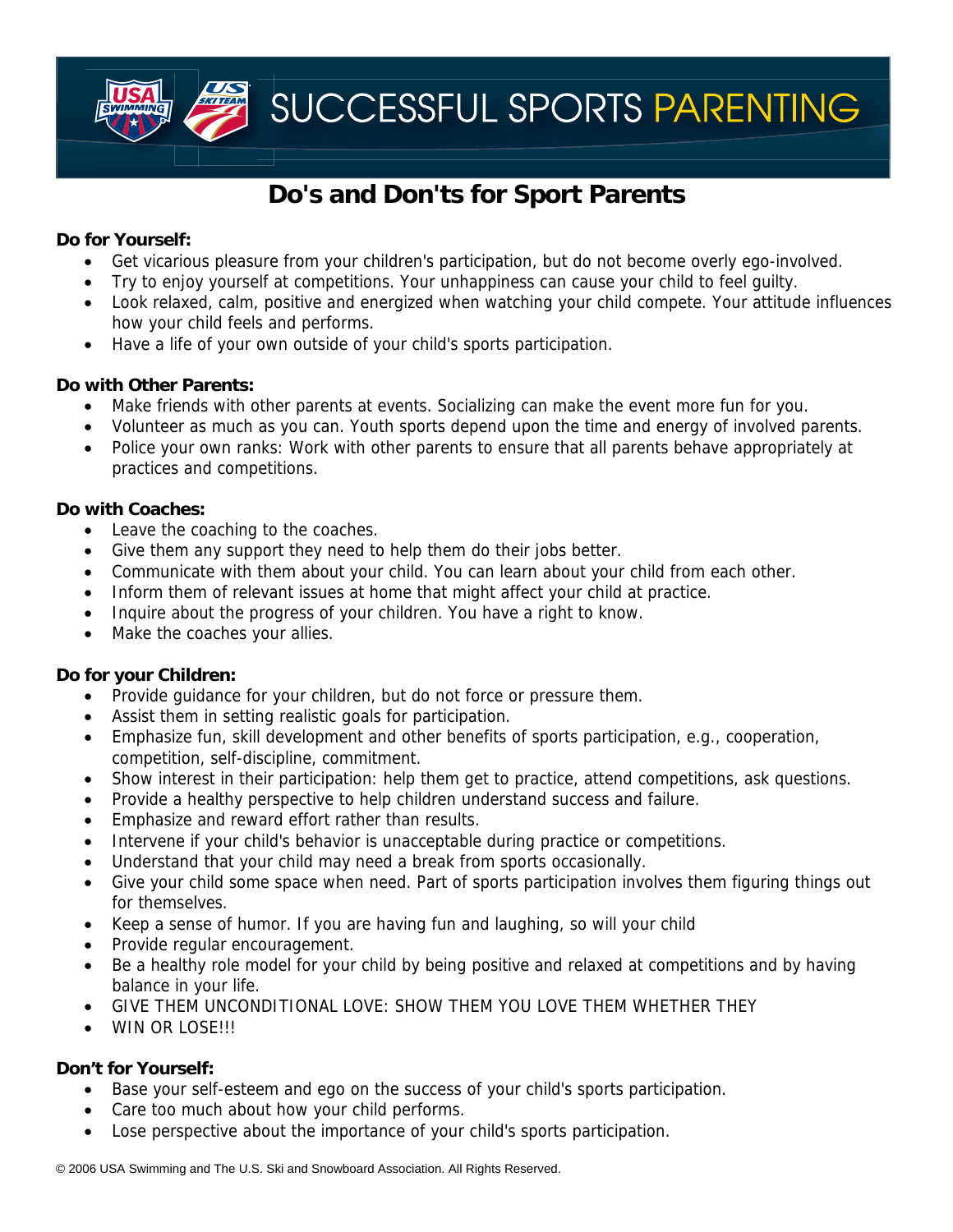# SUCCESSFUL SPORTS PARENTING

## Do's and Don'ts for Sport Parents

**Do for Yourself:**

- Get vicarious pleasure from your children's participation, but do not become overly ego-involved.
- Try to enjoy yourself at competitions. Your unhappiness can cause your child to feel guilty.
- Look relaxed, calm, positive and energized when watching your child compete. Your attitude influences how your child feels and performs.
- Have a life of your own outside of your child's sports participation.

**Do with Other Parents:**

- Make friends with other parents at events. Socializing can make the event more fun for you.
- Volunteer as much as you can. Youth sports depend upon the time and energy of involved parents.
- Police your own ranks: Work with other parents to ensure that all parents behave appropriately at practices and competitions.

**Do with Coaches:**

- Leave the coaching to the coaches.
- Give them any support they need to help them do their jobs better.
- Communicate with them about your child. You can learn about your child from each other.
- Inform them of relevant issues at home that might affect your child at practice.
- Inquire about the progress of your children. You have a right to know.
- Make the coaches your allies.

**Do for your Children:**

- Provide guidance for your children, but do not force or pressure them.
- Assist them in setting realistic goals for participation.
- Emphasize fun, skill development and other benefits of sports participation, e.g., cooperation, competition, self-discipline, commitment.
- Show interest in their participation: help them get to practice, attend competitions, ask questions.
- Provide a healthy perspective to help children understand success and failure.
- Emphasize and reward effort rather than results.
- Intervene if your child's behavior is unacceptable during practice or competitions.
- Understand that your child may need a break from sports occasionally.
- Give your child some space when need. Part of sports participation involves them figuring things out for themselves.
- Keep a sense of humor. If you are having fun and laughing, so will your child
- Provide regular encouragement.
- Be a healthy role model for your child by being positive and relaxed at competitions and by having balance in your life.
- GIVE THEM UNCONDITIONAL LOVE: SHOW THEM YOU LOVE THEM WHETHER THEY
- WIN OR LOSE!!!

**Don't for Yourself:**

- Base your self-esteem and ego on the success of your child's sports participation.
- Care too much about how your child performs.
- Lose perspective about the importance of your child's sports participation.

© 2006 USA Swimming and The U.S. Ski and Snowboard Association. All Rights Reserved.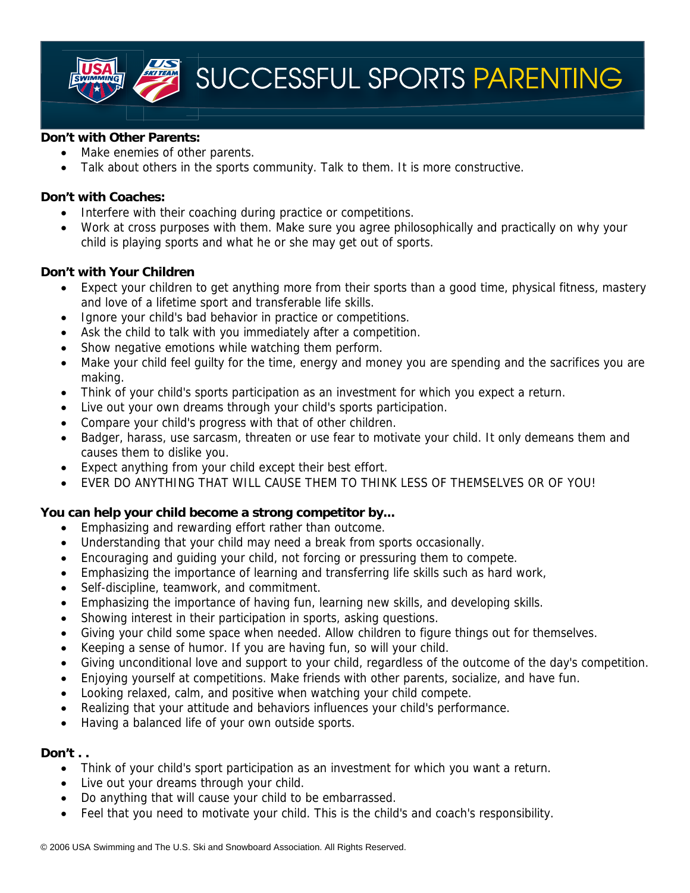# SUCCESSFUL SPORTS PARENTING

**Don't with Other Parents:**

- Make enemies of other parents.
- Talk about others in the sports community. Talk to them. It is more constructive.

**Don't with Coaches:**

- Interfere with their coaching during practice or competitions.
- Work at cross purposes with them. Make sure you agree philosophically and practically on why your child is playing sports and what he or she may get out of sports.

**Don't with Your Children**

- Expect your children to get anything more from their sports than a good time, physical fitness, mastery and love of a lifetime sport and transferable life skills.
- Ignore your child's bad behavior in practice or competitions.
- Ask the child to talk with you immediately after a competition.
- Show negative emotions while watching them perform.
- Make your child feel guilty for the time, energy and money you are spending and the sacrifices you are making.
- Think of your child's sports participation as an investment for which you expect a return.
- Live out your own dreams through your child's sports participation.
- Compare your child's progress with that of other children.
- Badger, harass, use sarcasm, threaten or use fear to motivate your child. It only demeans them and causes them to dislike you.
- Expect anything from your child except their best effort.
- EVER DO ANYTHING THAT WILL CAUSE THEM TO THINK LESS OF THEMSELVES OR OF YOU!

**You can help your child become a strong competitor by...**

- Emphasizing and rewarding effort rather than outcome.
- Understanding that your child may need a break from sports occasionally.
- Encouraging and guiding your child, not forcing or pressuring them to compete.
- Emphasizing the importance of learning and transferring life skills such as hard work,
- Self-discipline, teamwork, and commitment.
- Emphasizing the importance of having fun, learning new skills, and developing skills.
- Showing interest in their participation in sports, asking questions.
- Giving your child some space when needed. Allow children to figure things out for themselves.
- Keeping a sense of humor. If you are having fun, so will your child.
- Giving unconditional love and support to your child, regardless of the outcome of the day's competition.
- Enjoying yourself at competitions. Make friends with other parents, socialize, and have fun.
- Looking relaxed, calm, and positive when watching your child compete.
- Realizing that your attitude and behaviors influences your child's performance.
- Having a balanced life of your own outside sports.

**Don't . .**

- Think of your child's sport participation as an investment for which you want a return.
- Live out your dreams through your child.
- Do anything that will cause your child to be embarrassed.
- Feel that you need to motivate your child. This is the child's and coach's responsibility.

© 2006 USA Swimming and The U.S. Ski and Snowboard Association. All Rights Reserved.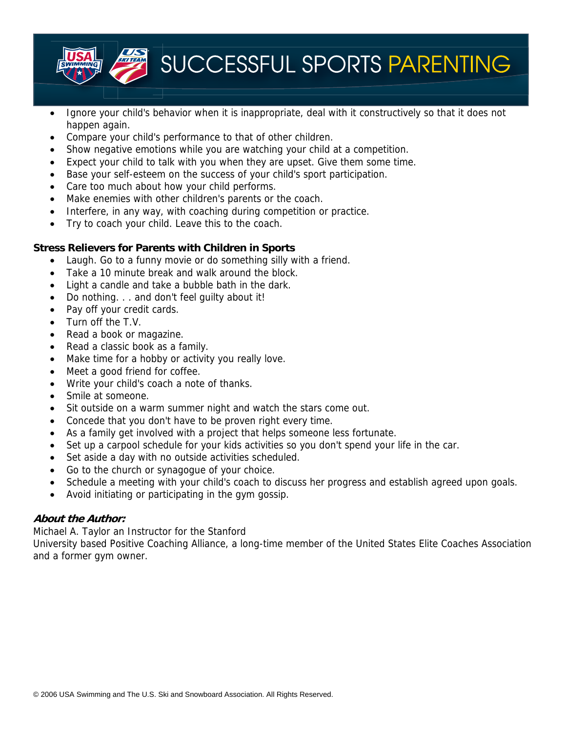- Ignore your child's behavior when it is inappropriate, deal with it constructively so that it does not happen again.
- Compare your child's performance to that of other children.
- Show negative emotions while you are watching your child at a competition.
- Expect your child to talk with you when they are upset. Give them some time.
- Base your self-esteem on the success of your child's sport participation.
- Care too much about how your child performs.
- Make enemies with other children's parents or the coach.
- Interfere, in any way, with coaching during competition or practice.
- Try to coach your child. Leave this to the coach.

**Stress Relievers for Parents with Children in Sports**

- Laugh. Go to a funny movie or do something silly with a friend.
- Take a 10 minute break and walk around the block.
- Light a candle and take a bubble bath in the dark.
- Do nothing. . . and don't feel guilty about it!
- Pay off your credit cards.
- Turn off the T.V.
- Read a book or magazine.
- Read a classic book as a family.
- Make time for a hobby or activity you really love.
- Meet a good friend for coffee.
- Write your child's coach a note of thanks.
- Smile at someone.
- Sit outside on a warm summer night and watch the stars come out.
- Concede that you don't have to be proven right every time.
- As a family get involved with a project that helps someone less fortunate.
- Set up a carpool schedule for your kids activities so you don't spend your life in the car.
- Set aside a day with no outside activities scheduled.
- Go to the church or synagogue of your choice.
- Schedule a meeting with your child's coach to discuss her progress and establish agreed upon goals.
- Avoid initiating or participating in the gym gossip.

***About the Author:***

Michael A. Taylor an Instructor for the Stanford University based Positive Coaching Alliance, a long-time member of the United States Elite Coaches Association and a former gym owner.